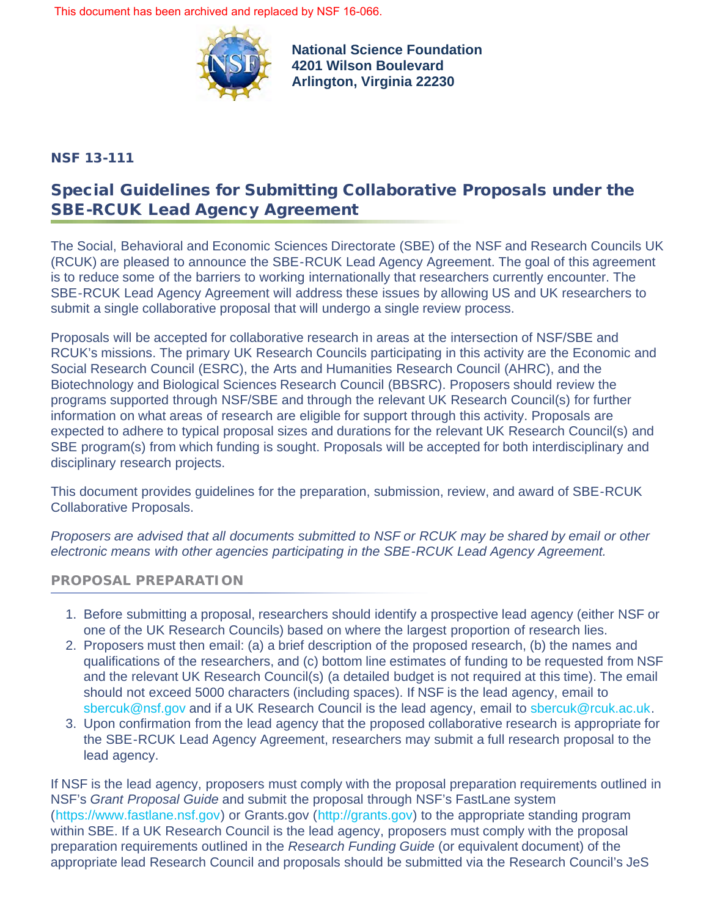This document has been archived and replaced by NSF 16-066.

**National Science Foundation**
**4201 Wilson Boulevard**
**Arlington, Virginia 22230**

**NSF 13-111**

# Special Guidelines for Submitting Collaborative Proposals under the SBE-RCUK Lead Agency Agreement

The Social, Behavioral and Economic Sciences Directorate (SBE) of the NSF and Research Councils UK (RCUK) are pleased to announce the SBE-RCUK Lead Agency Agreement. The goal of this agreement is to reduce some of the barriers to working internationally that researchers currently encounter. The SBE-RCUK Lead Agency Agreement will address these issues by allowing US and UK researchers to submit a single collaborative proposal that will undergo a single review process.

Proposals will be accepted for collaborative research in areas at the intersection of NSF/SBE and RCUK's missions. The primary UK Research Councils participating in this activity are the Economic and Social Research Council (ESRC), the Arts and Humanities Research Council (AHRC), and the Biotechnology and Biological Sciences Research Council (BBSRC). Proposers should review the programs supported through NSF/SBE and through the relevant UK Research Council(s) for further information on what areas of research are eligible for support through this activity. Proposals are expected to adhere to typical proposal sizes and durations for the relevant UK Research Council(s) and SBE program(s) from which funding is sought. Proposals will be accepted for both interdisciplinary and disciplinary research projects.

This document provides guidelines for the preparation, submission, review, and award of SBE-RCUK Collaborative Proposals.

*Proposers are advised that all documents submitted to NSF or RCUK may be shared by email or other electronic means with other agencies participating in the SBE-RCUK Lead Agency Agreement.*

## PROPOSAL PREPARATION

1. Before submitting a proposal, researchers should identify a prospective lead agency (either NSF or one of the UK Research Councils) based on where the largest proportion of research lies.
2. Proposers must then email: (a) a brief description of the proposed research, (b) the names and qualifications of the researchers, and (c) bottom line estimates of funding to be requested from NSF and the relevant UK Research Council(s) (a detailed budget is not required at this time). The email should not exceed 5000 characters (including spaces). If NSF is the lead agency, email to sbercuk@nsf.gov and if a UK Research Council is the lead agency, email to sbercuk@rcuk.ac.uk.
3. Upon confirmation from the lead agency that the proposed collaborative research is appropriate for the SBE-RCUK Lead Agency Agreement, researchers may submit a full research proposal to the lead agency.

If NSF is the lead agency, proposers must comply with the proposal preparation requirements outlined in NSF's *Grant Proposal Guide* and submit the proposal through NSF's FastLane system (https://www.fastlane.nsf.gov) or Grants.gov (http://grants.gov) to the appropriate standing program within SBE. If a UK Research Council is the lead agency, proposers must comply with the proposal preparation requirements outlined in the *Research Funding Guide* (or equivalent document) of the appropriate lead Research Council and proposals should be submitted via the Research Council's JeS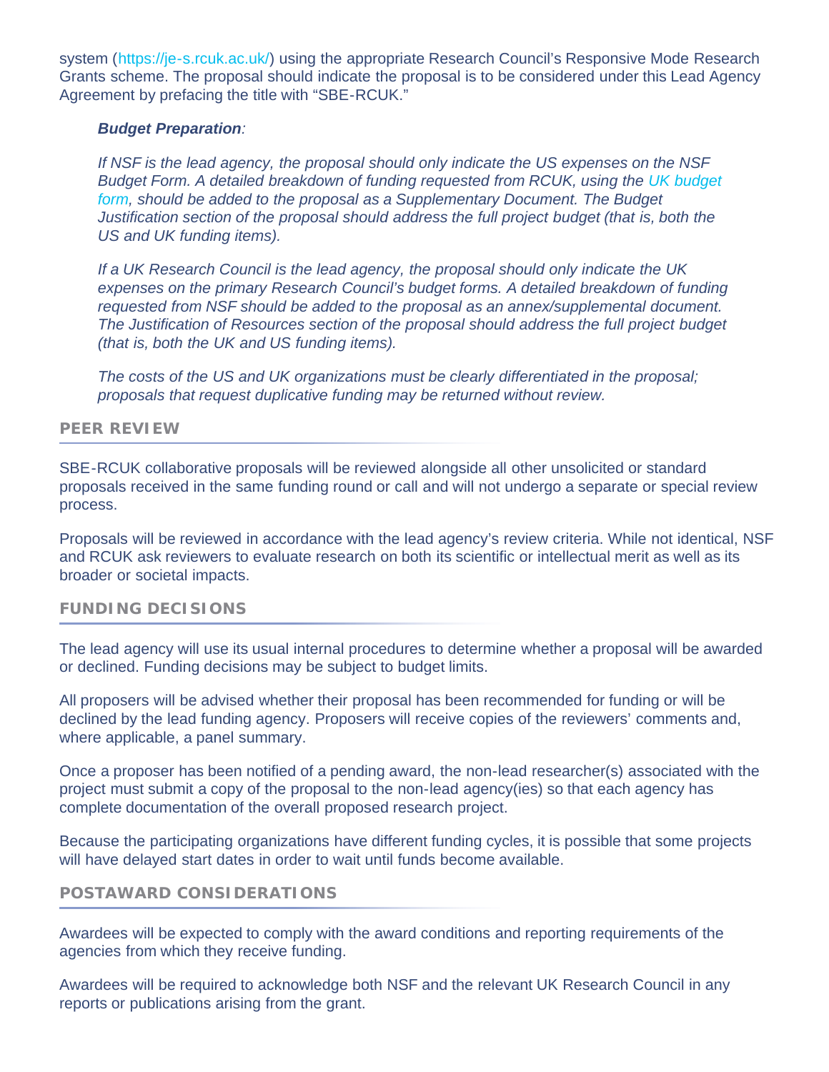system (https://je-s.rcuk.ac.uk/) using the appropriate Research Council's Responsive Mode Research Grants scheme. The proposal should indicate the proposal is to be considered under this Lead Agency Agreement by prefacing the title with "SBE-RCUK."

> ***Budget Preparation**:*
>
> *If NSF is the lead agency, the proposal should only indicate the US expenses on the NSF Budget Form. A detailed breakdown of funding requested from RCUK, using the UK budget form, should be added to the proposal as a Supplementary Document. The Budget Justification section of the proposal should address the full project budget (that is, both the US and UK funding items).*
>
> *If a UK Research Council is the lead agency, the proposal should only indicate the UK expenses on the primary Research Council's budget forms. A detailed breakdown of funding requested from NSF should be added to the proposal as an annex/supplemental document. The Justification of Resources section of the proposal should address the full project budget (that is, both the UK and US funding items).*
>
> *The costs of the US and UK organizations must be clearly differentiated in the proposal; proposals that request duplicative funding may be returned without review.*

## PEER REVIEW

SBE-RCUK collaborative proposals will be reviewed alongside all other unsolicited or standard proposals received in the same funding round or call and will not undergo a separate or special review process.

Proposals will be reviewed in accordance with the lead agency's review criteria. While not identical, NSF and RCUK ask reviewers to evaluate research on both its scientific or intellectual merit as well as its broader or societal impacts.

## FUNDING DECISIONS

The lead agency will use its usual internal procedures to determine whether a proposal will be awarded or declined. Funding decisions may be subject to budget limits.

All proposers will be advised whether their proposal has been recommended for funding or will be declined by the lead funding agency. Proposers will receive copies of the reviewers' comments and, where applicable, a panel summary.

Once a proposer has been notified of a pending award, the non-lead researcher(s) associated with the project must submit a copy of the proposal to the non-lead agency(ies) so that each agency has complete documentation of the overall proposed research project.

Because the participating organizations have different funding cycles, it is possible that some projects will have delayed start dates in order to wait until funds become available.

## POSTAWARD CONSIDERATIONS

Awardees will be expected to comply with the award conditions and reporting requirements of the agencies from which they receive funding.

Awardees will be required to acknowledge both NSF and the relevant UK Research Council in any reports or publications arising from the grant.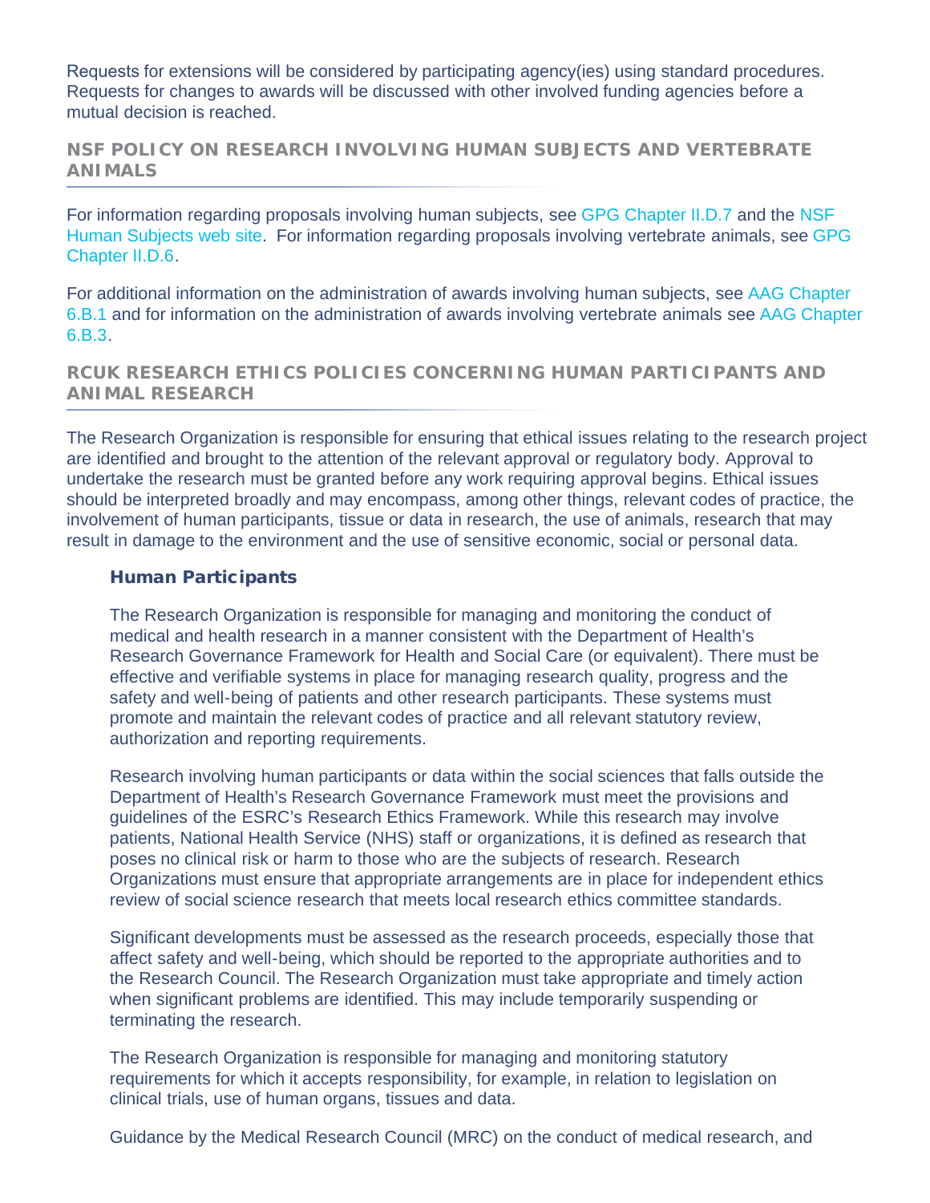Requests for extensions will be considered by participating agency(ies) using standard procedures. Requests for changes to awards will be discussed with other involved funding agencies before a mutual decision is reached.

## NSF POLICY ON RESEARCH INVOLVING HUMAN SUBJECTS AND VERTEBRATE ANIMALS

For information regarding proposals involving human subjects, see GPG Chapter II.D.7 and the NSF Human Subjects web site. For information regarding proposals involving vertebrate animals, see GPG Chapter II.D.6.

For additional information on the administration of awards involving human subjects, see AAG Chapter 6.B.1 and for information on the administration of awards involving vertebrate animals see AAG Chapter 6.B.3.

## RCUK RESEARCH ETHICS POLICIES CONCERNING HUMAN PARTICIPANTS AND ANIMAL RESEARCH

The Research Organization is responsible for ensuring that ethical issues relating to the research project are identified and brought to the attention of the relevant approval or regulatory body. Approval to undertake the research must be granted before any work requiring approval begins. Ethical issues should be interpreted broadly and may encompass, among other things, relevant codes of practice, the involvement of human participants, tissue or data in research, the use of animals, research that may result in damage to the environment and the use of sensitive economic, social or personal data.

### Human Participants

The Research Organization is responsible for managing and monitoring the conduct of medical and health research in a manner consistent with the Department of Health's Research Governance Framework for Health and Social Care (or equivalent). There must be effective and verifiable systems in place for managing research quality, progress and the safety and well-being of patients and other research participants. These systems must promote and maintain the relevant codes of practice and all relevant statutory review, authorization and reporting requirements.

Research involving human participants or data within the social sciences that falls outside the Department of Health's Research Governance Framework must meet the provisions and guidelines of the ESRC's Research Ethics Framework. While this research may involve patients, National Health Service (NHS) staff or organizations, it is defined as research that poses no clinical risk or harm to those who are the subjects of research. Research Organizations must ensure that appropriate arrangements are in place for independent ethics review of social science research that meets local research ethics committee standards.

Significant developments must be assessed as the research proceeds, especially those that affect safety and well-being, which should be reported to the appropriate authorities and to the Research Council. The Research Organization must take appropriate and timely action when significant problems are identified. This may include temporarily suspending or terminating the research.

The Research Organization is responsible for managing and monitoring statutory requirements for which it accepts responsibility, for example, in relation to legislation on clinical trials, use of human organs, tissues and data.

Guidance by the Medical Research Council (MRC) on the conduct of medical research, and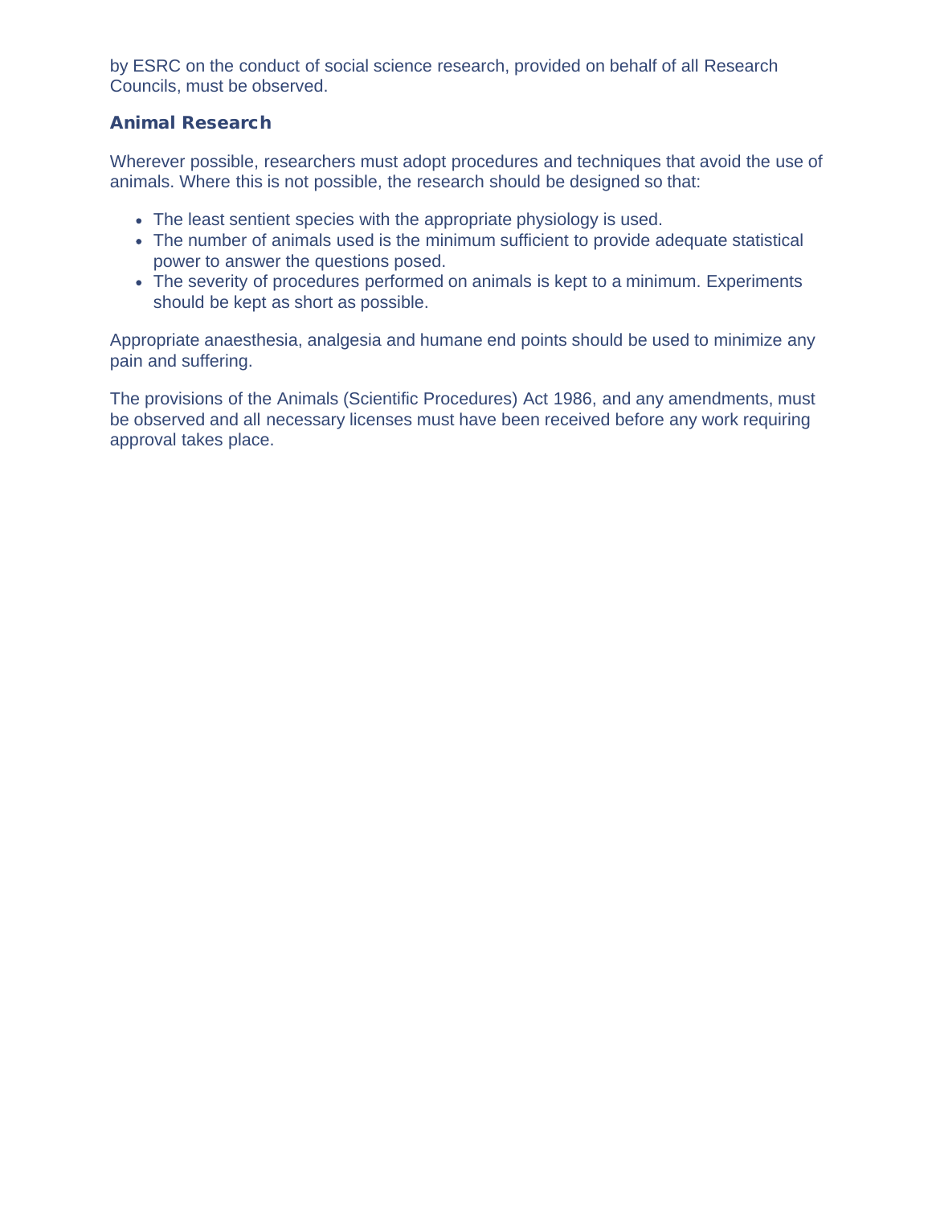by ESRC on the conduct of social science research, provided on behalf of all Research Councils, must be observed.

### Animal Research

Wherever possible, researchers must adopt procedures and techniques that avoid the use of animals. Where this is not possible, the research should be designed so that:

- The least sentient species with the appropriate physiology is used.
- The number of animals used is the minimum sufficient to provide adequate statistical power to answer the questions posed.
- The severity of procedures performed on animals is kept to a minimum. Experiments should be kept as short as possible.

Appropriate anaesthesia, analgesia and humane end points should be used to minimize any pain and suffering.

The provisions of the Animals (Scientific Procedures) Act 1986, and any amendments, must be observed and all necessary licenses must have been received before any work requiring approval takes place.